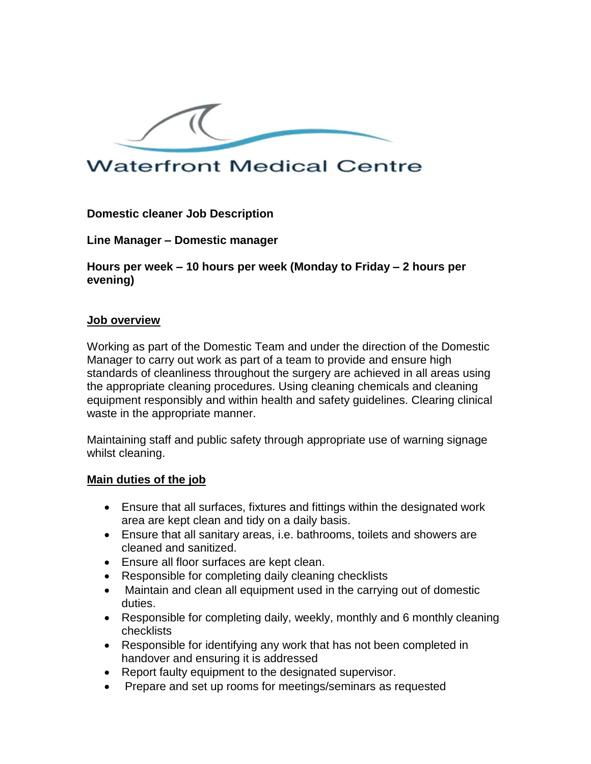Waterfront Medical Centre

**Domestic cleaner Job Description**

**Line Manager – Domestic manager**

**Hours per week – 10 hours per week (Monday to Friday – 2 hours per evening)**

## Job overview

Working as part of the Domestic Team and under the direction of the Domestic Manager to carry out work as part of a team to provide and ensure high standards of cleanliness throughout the surgery are achieved in all areas using the appropriate cleaning procedures. Using cleaning chemicals and cleaning equipment responsibly and within health and safety guidelines. Clearing clinical waste in the appropriate manner.

Maintaining staff and public safety through appropriate use of warning signage whilst cleaning.

## Main duties of the job

- Ensure that all surfaces, fixtures and fittings within the designated work area are kept clean and tidy on a daily basis.
- Ensure that all sanitary areas, i.e. bathrooms, toilets and showers are cleaned and sanitized.
- Ensure all floor surfaces are kept clean.
- Responsible for completing daily cleaning checklists
- Maintain and clean all equipment used in the carrying out of domestic duties.
- Responsible for completing daily, weekly, monthly and 6 monthly cleaning checklists
- Responsible for identifying any work that has not been completed in handover and ensuring it is addressed
- Report faulty equipment to the designated supervisor.
- Prepare and set up rooms for meetings/seminars as requested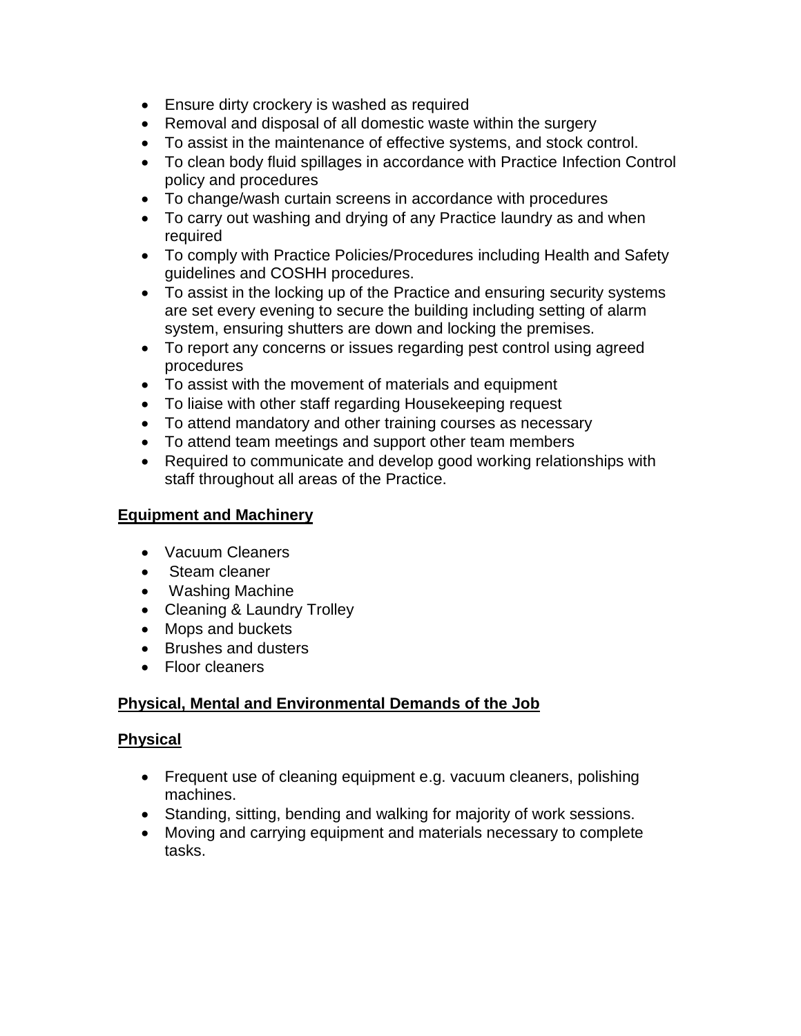- Ensure dirty crockery is washed as required
- Removal and disposal of all domestic waste within the surgery
- To assist in the maintenance of effective systems, and stock control.
- To clean body fluid spillages in accordance with Practice Infection Control policy and procedures
- To change/wash curtain screens in accordance with procedures
- To carry out washing and drying of any Practice laundry as and when required
- To comply with Practice Policies/Procedures including Health and Safety guidelines and COSHH procedures.
- To assist in the locking up of the Practice and ensuring security systems are set every evening to secure the building including setting of alarm system, ensuring shutters are down and locking the premises.
- To report any concerns or issues regarding pest control using agreed procedures
- To assist with the movement of materials and equipment
- To liaise with other staff regarding Housekeeping request
- To attend mandatory and other training courses as necessary
- To attend team meetings and support other team members
- Required to communicate and develop good working relationships with staff throughout all areas of the Practice.

## Equipment and Machinery

- Vacuum Cleaners
- Steam cleaner
- Washing Machine
- Cleaning & Laundry Trolley
- Mops and buckets
- Brushes and dusters
- Floor cleaners

## Physical, Mental and Environmental Demands of the Job

### Physical

- Frequent use of cleaning equipment e.g. vacuum cleaners, polishing machines.
- Standing, sitting, bending and walking for majority of work sessions.
- Moving and carrying equipment and materials necessary to complete tasks.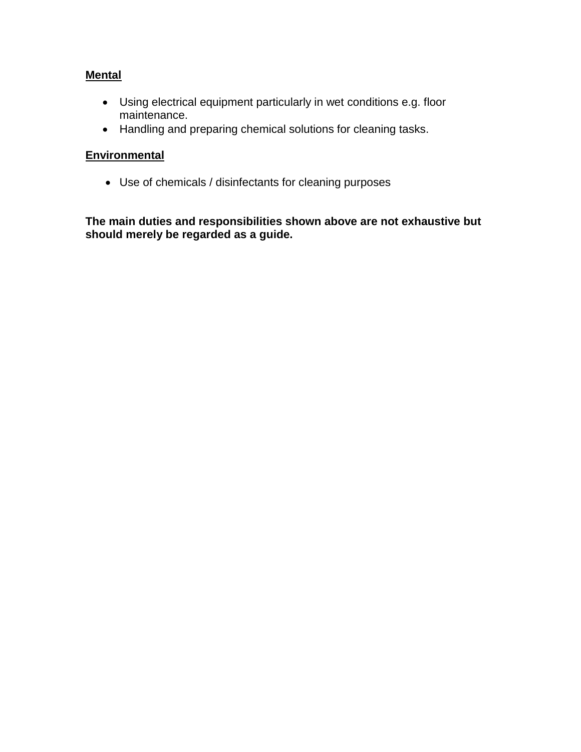**<u>Mental</u>**

- Using electrical equipment particularly in wet conditions e.g. floor maintenance.
- Handling and preparing chemical solutions for cleaning tasks.

**<u>Environmental</u>**

- Use of chemicals / disinfectants for cleaning purposes

**The main duties and responsibilities shown above are not exhaustive but should merely be regarded as a guide.**